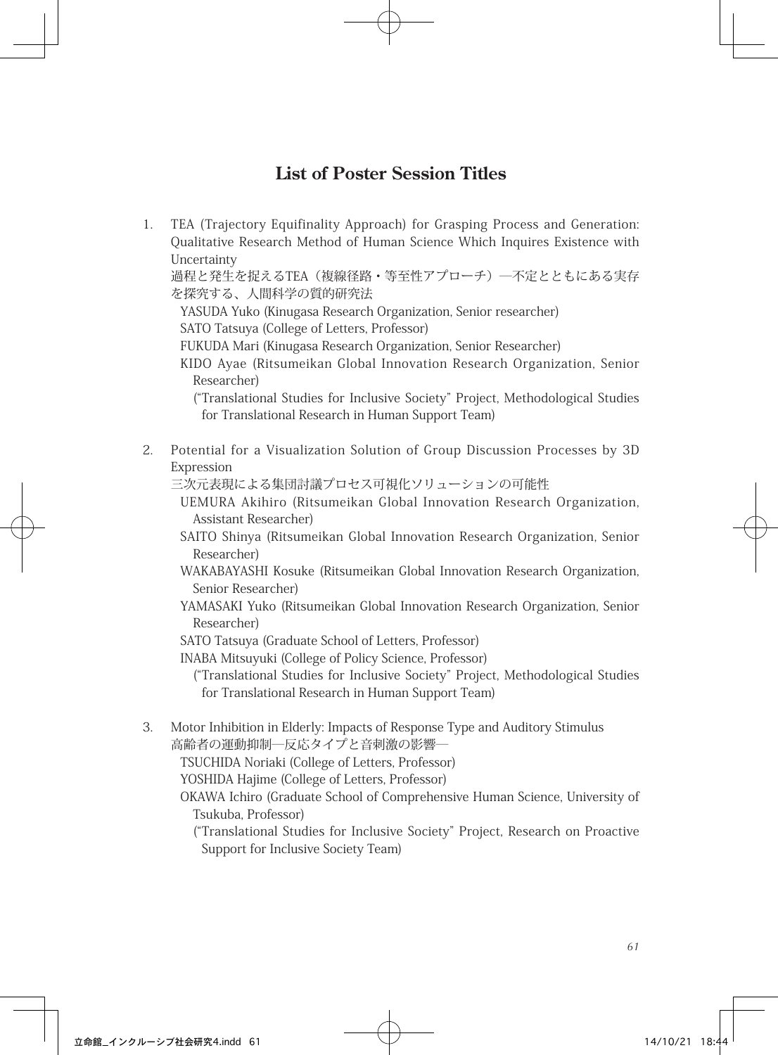## List of Poster Session Titles

1. TEA (Trajectory Equifinality Approach) for Grasping Process and Generation: Qualitative Research Method of Human Science Which Inquires Existence with Uncertainty
   過程と発生を捉えるTEA（複線径路・等至性アプローチ）―不定とともにある実存を探究する、人間科学の質的研究法
   YASUDA Yuko (Kinugasa Research Organization, Senior researcher)
   SATO Tatsuya (College of Letters, Professor)
   FUKUDA Mari (Kinugasa Research Organization, Senior Researcher)
   KIDO Ayae (Ritsumeikan Global Innovation Research Organization, Senior Researcher)
   ("Translational Studies for Inclusive Society" Project, Methodological Studies for Translational Research in Human Support Team)

2. Potential for a Visualization Solution of Group Discussion Processes by 3D Expression
   三次元表現による集団討議プロセス可視化ソリューションの可能性
   UEMURA Akihiro (Ritsumeikan Global Innovation Research Organization, Assistant Researcher)
   SAITO Shinya (Ritsumeikan Global Innovation Research Organization, Senior Researcher)
   WAKABAYASHI Kosuke (Ritsumeikan Global Innovation Research Organization, Senior Researcher)
   YAMASAKI Yuko (Ritsumeikan Global Innovation Research Organization, Senior Researcher)
   SATO Tatsuya (Graduate School of Letters, Professor)
   INABA Mitsuyuki (College of Policy Science, Professor)
   ("Translational Studies for Inclusive Society" Project, Methodological Studies for Translational Research in Human Support Team)

3. Motor Inhibition in Elderly: Impacts of Response Type and Auditory Stimulus
   高齢者の運動抑制―反応タイプと音刺激の影響―
   TSUCHIDA Noriaki (College of Letters, Professor)
   YOSHIDA Hajime (College of Letters, Professor)
   OKAWA Ichiro (Graduate School of Comprehensive Human Science, University of Tsukuba, Professor)
   ("Translational Studies for Inclusive Society" Project, Research on Proactive Support for Inclusive Society Team)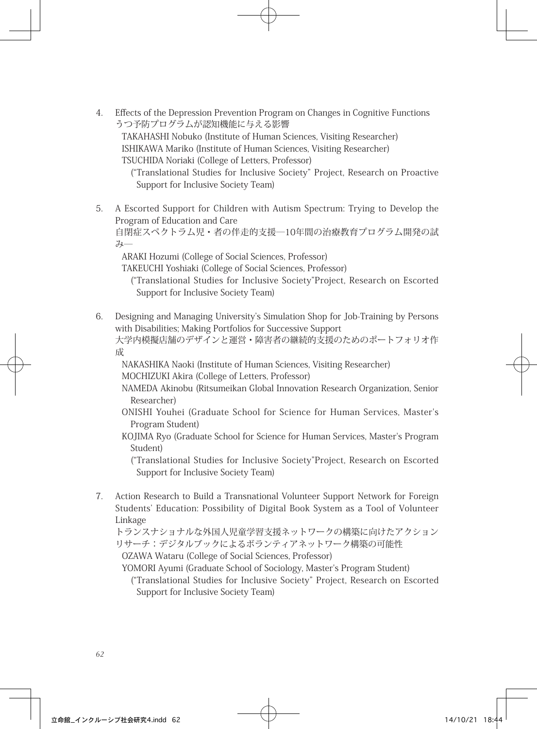4. Effects of the Depression Prevention Program on Changes in Cognitive Functions
   うつ予防プログラムが認知機能に与える影響
   TAKAHASHI Nobuko (Institute of Human Sciences, Visiting Researcher)
   ISHIKAWA Mariko (Institute of Human Sciences, Visiting Researcher)
   TSUCHIDA Noriaki (College of Letters, Professor)
   ("Translational Studies for Inclusive Society" Project, Research on Proactive Support for Inclusive Society Team)

5. A Escorted Support for Children with Autism Spectrum: Trying to Develop the Program of Education and Care
   自閉症スペクトラム児・者の伴走的支援―10年間の治療教育プログラム開発の試み―
   ARAKI Hozumi (College of Social Sciences, Professor)
   TAKEUCHI Yoshiaki (College of Social Sciences, Professor)
   ("Translational Studies for Inclusive Society"Project, Research on Escorted Support for Inclusive Society Team)

6. Designing and Managing University's Simulation Shop for Job-Training by Persons with Disabilities; Making Portfolios for Successive Support
   大学内模擬店舗のデザインと運営・障害者の継続的支援のためのポートフォリオ作成
   NAKASHIKA Naoki (Institute of Human Sciences, Visiting Researcher)
   MOCHIZUKI Akira (College of Letters, Professor)
   NAMEDA Akinobu (Ritsumeikan Global Innovation Research Organization, Senior Researcher)
   ONISHI Youhei (Graduate School for Science for Human Services, Master's Program Student)
   KOJIMA Ryo (Graduate School for Science for Human Services, Master's Program Student)
   ("Translational Studies for Inclusive Society"Project, Research on Escorted Support for Inclusive Society Team)

7. Action Research to Build a Transnational Volunteer Support Network for Foreign Students' Education: Possibility of Digital Book System as a Tool of Volunteer Linkage
   トランスナショナルな外国人児童学習支援ネットワークの構築に向けたアクションリサーチ：デジタルブックによるボランティアネットワーク構築の可能性
   OZAWA Wataru (College of Social Sciences, Professor)
   YOMORI Ayumi (Graduate School of Sociology, Master's Program Student)
   ("Translational Studies for Inclusive Society" Project, Research on Escorted Support for Inclusive Society Team)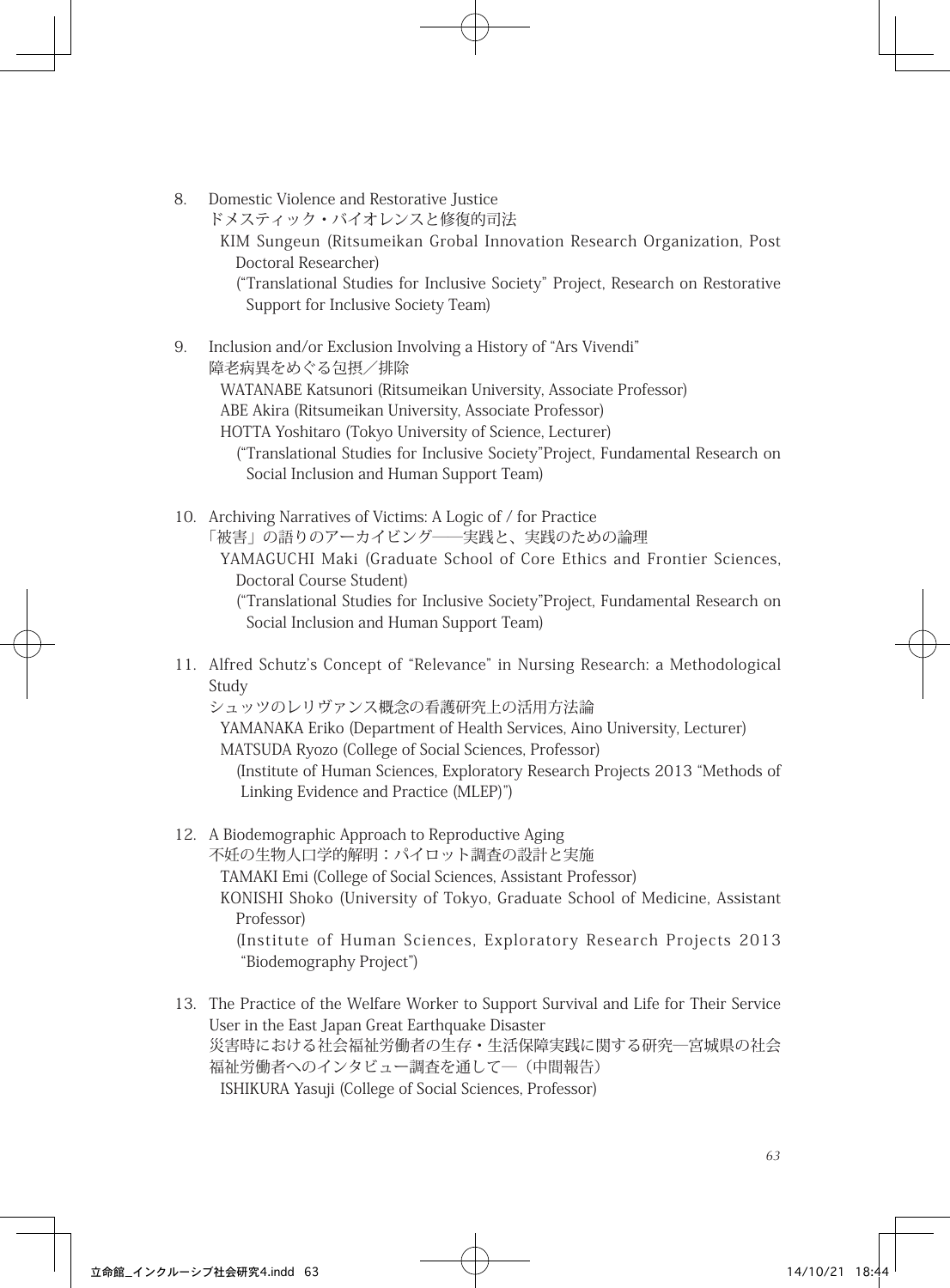8. Domestic Violence and Restorative Justice
   ドメスティック・バイオレンスと修復的司法
   KIM Sungeun (Ritsumeikan Grobal Innovation Research Organization, Post Doctoral Researcher)
   (“Translational Studies for Inclusive Society” Project, Research on Restorative Support for Inclusive Society Team)

9. Inclusion and/or Exclusion Involving a History of “Ars Vivendi”
   障老病異をめぐる包摂／排除
   WATANABE Katsunori (Ritsumeikan University, Associate Professor)
   ABE Akira (Ritsumeikan University, Associate Professor)
   HOTTA Yoshitaro (Tokyo University of Science, Lecturer)
   (“Translational Studies for Inclusive Society”Project, Fundamental Research on Social Inclusion and Human Support Team)

10. Archiving Narratives of Victims: A Logic of / for Practice
    「被害」の語りのアーカイビング――実践と、実践のための論理
    YAMAGUCHI Maki (Graduate School of Core Ethics and Frontier Sciences, Doctoral Course Student)
    (“Translational Studies for Inclusive Society”Project, Fundamental Research on Social Inclusion and Human Support Team)

11. Alfred Schutz’s Concept of “Relevance” in Nursing Research: a Methodological Study
    シュッツのレリヴァンス概念の看護研究上の活用方法論
    YAMANAKA Eriko (Department of Health Services, Aino University, Lecturer)
    MATSUDA Ryozo (College of Social Sciences, Professor)
    (Institute of Human Sciences, Exploratory Research Projects 2013 “Methods of Linking Evidence and Practice (MLEP)”)

12. A Biodemographic Approach to Reproductive Aging
    不妊の生物人口学的解明：パイロット調査の設計と実施
    TAMAKI Emi (College of Social Sciences, Assistant Professor)
    KONISHI Shoko (University of Tokyo, Graduate School of Medicine, Assistant Professor)
    (Institute of Human Sciences, Exploratory Research Projects 2013 “Biodemography Project”)

13. The Practice of the Welfare Worker to Support Survival and Life for Their Service User in the East Japan Great Earthquake Disaster
    災害時における社会福祉労働者の生存・生活保障実践に関する研究―宮城県の社会福祉労働者へのインタビュー調査を通して―（中間報告）
    ISHIKURA Yasuji (College of Social Sciences, Professor)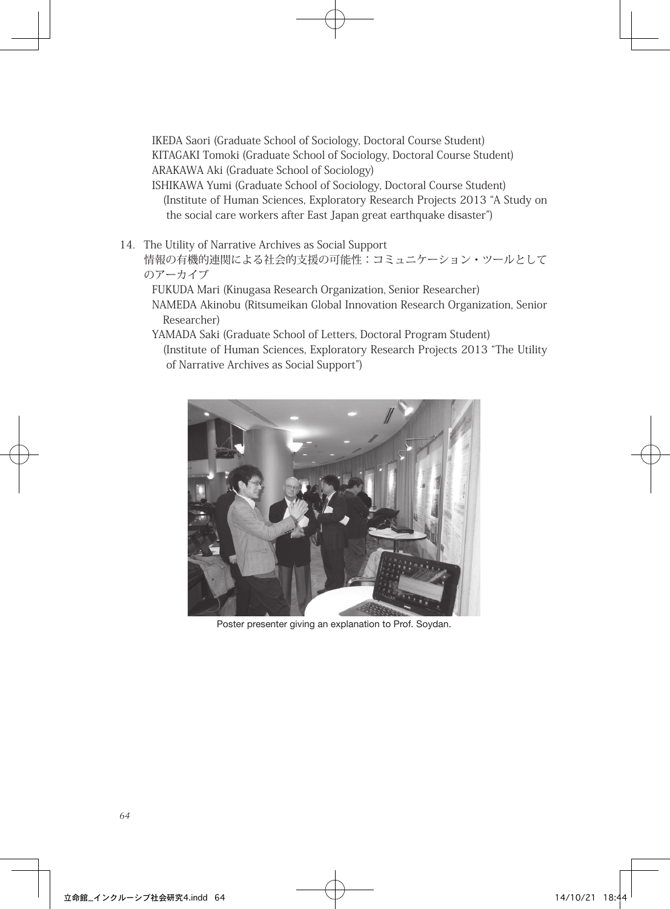IKEDA Saori (Graduate School of Sociology, Doctoral Course Student)
KITAGAKI Tomoki (Graduate School of Sociology, Doctoral Course Student)
ARAKAWA Aki (Graduate School of Sociology)
ISHIKAWA Yumi (Graduate School of Sociology, Doctoral Course Student)
(Institute of Human Sciences, Exploratory Research Projects 2013 "A Study on the social care workers after East Japan great earthquake disaster")

14. The Utility of Narrative Archives as Social Support
情報の有機的連関による社会的支援の可能性：コミュニケーション・ツールとしてのアーカイブ
FUKUDA Mari (Kinugasa Research Organization, Senior Researcher)
NAMEDA Akinobu (Ritsumeikan Global Innovation Research Organization, Senior Researcher)
YAMADA Saki (Graduate School of Letters, Doctoral Program Student)
(Institute of Human Sciences, Exploratory Research Projects 2013 "The Utility of Narrative Archives as Social Support")

Poster presenter giving an explanation to Prof. Soydan.